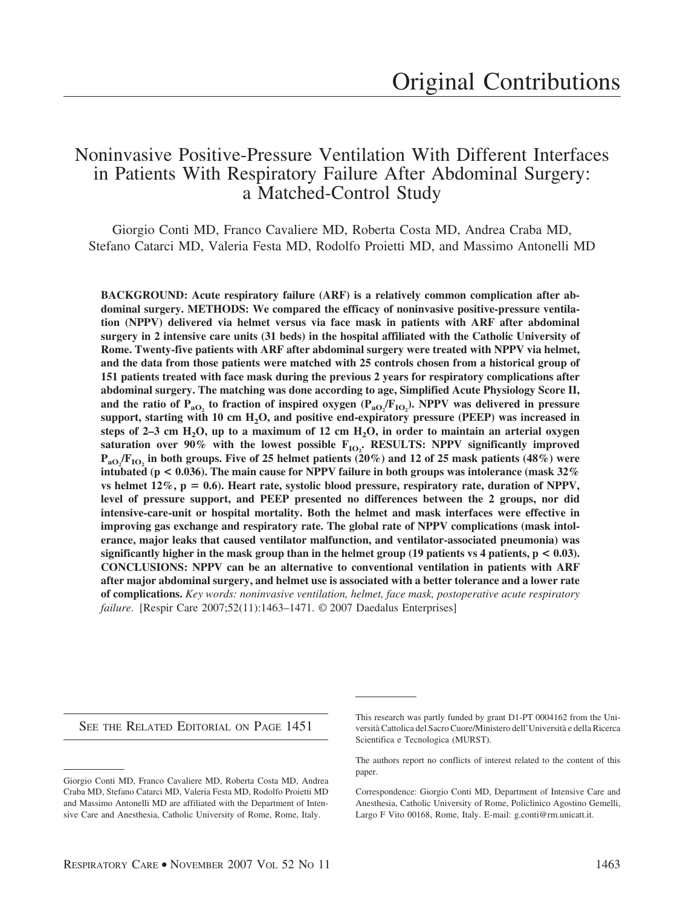# Original Contributions

## Noninvasive Positive-Pressure Ventilation With Different Interfaces in Patients With Respiratory Failure After Abdominal Surgery: a Matched-Control Study

Giorgio Conti MD, Franco Cavaliere MD, Roberta Costa MD, Andrea Craba MD, Stefano Catarci MD, Valeria Festa MD, Rodolfo Proietti MD, and Massimo Antonelli MD

**BACKGROUND: Acute respiratory failure (ARF) is a relatively common complication after abdominal surgery. METHODS: We compared the efficacy of noninvasive positive-pressure ventilation (NPPV) delivered via helmet versus via face mask in patients with ARF after abdominal surgery in 2 intensive care units (31 beds) in the hospital affiliated with the Catholic University of Rome. Twenty-five patients with ARF after abdominal surgery were treated with NPPV via helmet, and the data from those patients were matched with 25 controls chosen from a historical group of 151 patients treated with face mask during the previous 2 years for respiratory complications after abdominal surgery. The matching was done according to age, Simplified Acute Physiology Score II, and the ratio of $P_{aO_2}$ to fraction of inspired oxygen ($P_{aO_2}/F_{IO_2}$). NPPV was delivered in pressure support, starting with 10 cm $H_2O$, and positive end-expiratory pressure (PEEP) was increased in steps of 2–3 cm $H_2O$, up to a maximum of 12 cm $H_2O$, in order to maintain an arterial oxygen saturation over 90% with the lowest possible $F_{IO_2}$. RESULTS: NPPV significantly improved $P_{aO_2}/F_{IO_2}$ in both groups. Five of 25 helmet patients (20%) and 12 of 25 mask patients (48%) were intubated ($p < 0.036$). The main cause for NPPV failure in both groups was intolerance (mask 32% vs helmet 12%, $p = 0.6$). Heart rate, systolic blood pressure, respiratory rate, duration of NPPV, level of pressure support, and PEEP presented no differences between the 2 groups, nor did intensive-care-unit or hospital mortality. Both the helmet and mask interfaces were effective in improving gas exchange and respiratory rate. The global rate of NPPV complications (mask intolerance, major leaks that caused ventilator malfunction, and ventilator-associated pneumonia) was significantly higher in the mask group than in the helmet group (19 patients vs 4 patients, $p < 0.03$). CONCLUSIONS: NPPV can be an alternative to conventional ventilation in patients with ARF after major abdominal surgery, and helmet use is associated with a better tolerance and a lower rate of complications.** *Key words: noninvasive ventilation, helmet, face mask, postoperative acute respiratory failure*. [Respir Care 2007;52(11):1463–1471. © 2007 Daedalus Enterprises]

SEE THE RELATED EDITORIAL ON PAGE 1451

Giorgio Conti MD, Franco Cavaliere MD, Roberta Costa MD, Andrea Craba MD, Stefano Catarci MD, Valeria Festa MD, Rodolfo Proietti MD and Massimo Antonelli MD are affiliated with the Department of Intensive Care and Anesthesia, Catholic University of Rome, Rome, Italy.

This research was partly funded by grant D1-PT 0004162 from the Università Cattolica del Sacro Cuore/Ministero dell'Università e della Ricerca Scientifica e Tecnologica (MURST).

The authors report no conflicts of interest related to the content of this paper.

Correspondence: Giorgio Conti MD, Department of Intensive Care and Anesthesia, Catholic University of Rome, Policlinico Agostino Gemelli, Largo F Vito 00168, Rome, Italy. E-mail: g.conti@rm.unicatt.it.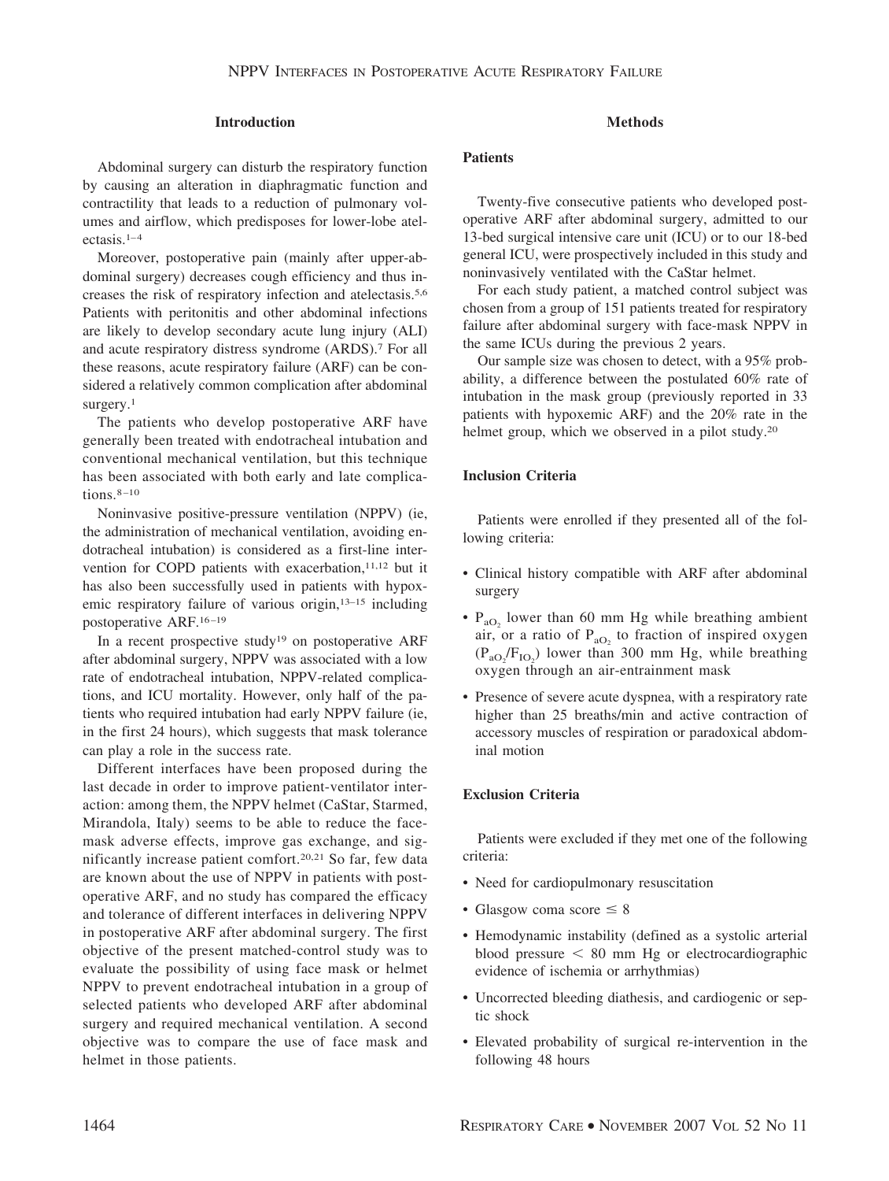## Introduction

Abdominal surgery can disturb the respiratory function by causing an alteration in diaphragmatic function and contractility that leads to a reduction of pulmonary volumes and airflow, which predisposes for lower-lobe atelectasis.[1–4]

Moreover, postoperative pain (mainly after upper-abdominal surgery) decreases cough efficiency and thus increases the risk of respiratory infection and atelectasis.[5,6] Patients with peritonitis and other abdominal infections are likely to develop secondary acute lung injury (ALI) and acute respiratory distress syndrome (ARDS).[7] For all these reasons, acute respiratory failure (ARF) can be considered a relatively common complication after abdominal surgery.[1]

The patients who develop postoperative ARF have generally been treated with endotracheal intubation and conventional mechanical ventilation, but this technique has been associated with both early and late complications.[8–10]

Noninvasive positive-pressure ventilation (NPPV) (ie, the administration of mechanical ventilation, avoiding endotracheal intubation) is considered as a first-line intervention for COPD patients with exacerbation,[11,12] but it has also been successfully used in patients with hypoxemic respiratory failure of various origin,[13–15] including postoperative ARF.[16–19]

In a recent prospective study[19] on postoperative ARF after abdominal surgery, NPPV was associated with a low rate of endotracheal intubation, NPPV-related complications, and ICU mortality. However, only half of the patients who required intubation had early NPPV failure (ie, in the first 24 hours), which suggests that mask tolerance can play a role in the success rate.

Different interfaces have been proposed during the last decade in order to improve patient-ventilator interaction: among them, the NPPV helmet (CaStar, Starmed, Mirandola, Italy) seems to be able to reduce the face-mask adverse effects, improve gas exchange, and significantly increase patient comfort.[20,21] So far, few data are known about the use of NPPV in patients with postoperative ARF, and no study has compared the efficacy and tolerance of different interfaces in delivering NPPV in postoperative ARF after abdominal surgery. The first objective of the present matched-control study was to evaluate the possibility of using face mask or helmet NPPV to prevent endotracheal intubation in a group of selected patients who developed ARF after abdominal surgery and required mechanical ventilation. A second objective was to compare the use of face mask and helmet in those patients.

## Methods

### Patients

Twenty-five consecutive patients who developed postoperative ARF after abdominal surgery, admitted to our 13-bed surgical intensive care unit (ICU) or to our 18-bed general ICU, were prospectively included in this study and noninvasively ventilated with the CaStar helmet.

For each study patient, a matched control subject was chosen from a group of 151 patients treated for respiratory failure after abdominal surgery with face-mask NPPV in the same ICUs during the previous 2 years.

Our sample size was chosen to detect, with a 95% probability, a difference between the postulated 60% rate of intubation in the mask group (previously reported in 33 patients with hypoxemic ARF) and the 20% rate in the helmet group, which we observed in a pilot study.[20]

### Inclusion Criteria

Patients were enrolled if they presented all of the following criteria:

- Clinical history compatible with ARF after abdominal surgery
- $P_{aO_2}$ lower than 60 mm Hg while breathing ambient air, or a ratio of $P_{aO_2}$ to fraction of inspired oxygen ($P_{aO_2}/F_{IO_2}$) lower than 300 mm Hg, while breathing oxygen through an air-entrainment mask
- Presence of severe acute dyspnea, with a respiratory rate higher than 25 breaths/min and active contraction of accessory muscles of respiration or paradoxical abdominal motion

### Exclusion Criteria

Patients were excluded if they met one of the following criteria:

- Need for cardiopulmonary resuscitation
- Glasgow coma score $\leq 8$
- Hemodynamic instability (defined as a systolic arterial blood pressure $< 80$ mm Hg or electrocardiographic evidence of ischemia or arrhythmias)
- Uncorrected bleeding diathesis, and cardiogenic or septic shock
- Elevated probability of surgical re-intervention in the following 48 hours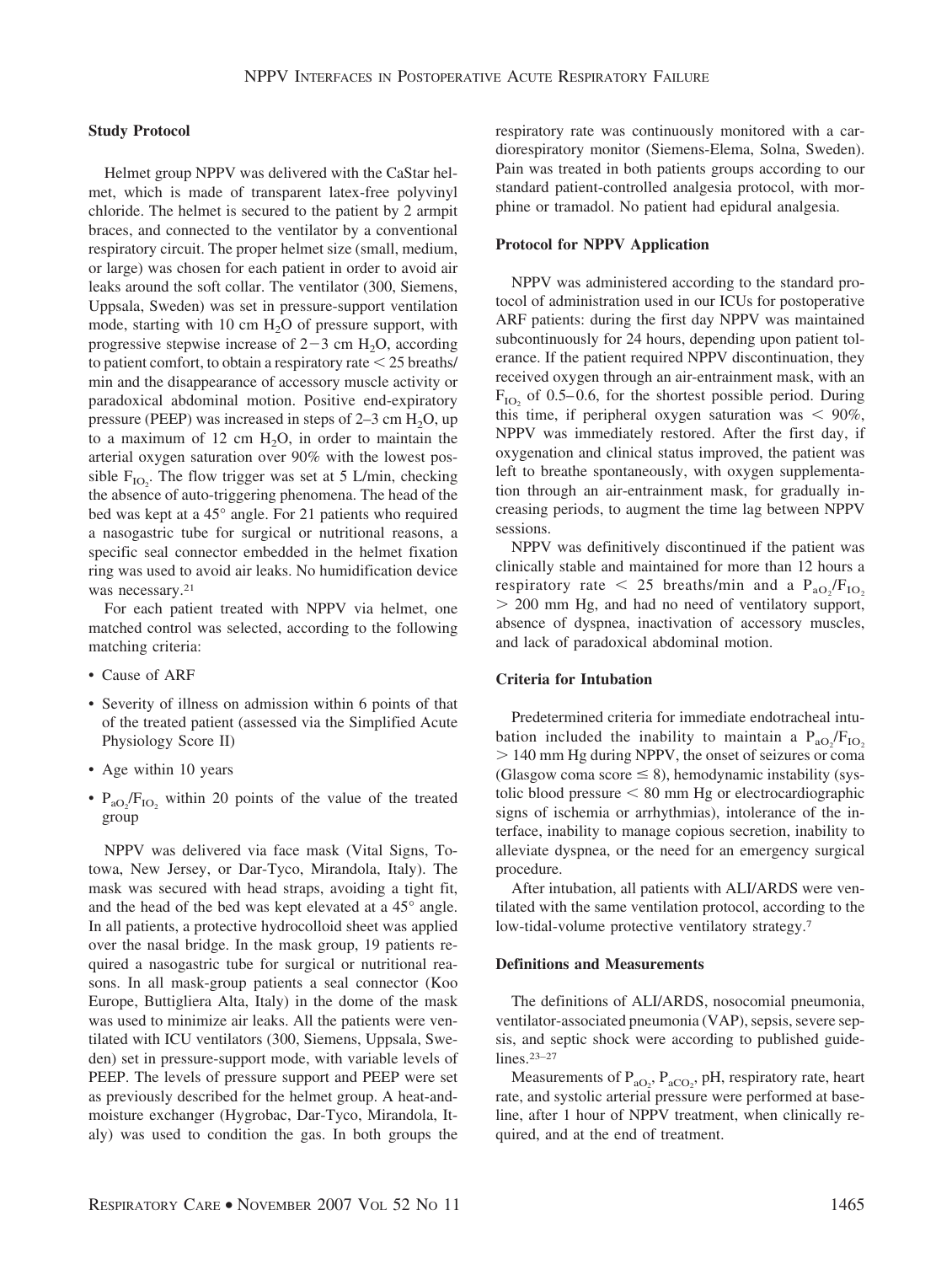### Study Protocol

Helmet group NPPV was delivered with the CaStar helmet, which is made of transparent latex-free polyvinyl chloride. The helmet is secured to the patient by 2 armpit braces, and connected to the ventilator by a conventional respiratory circuit. The proper helmet size (small, medium, or large) was chosen for each patient in order to avoid air leaks around the soft collar. The ventilator (300, Siemens, Uppsala, Sweden) was set in pressure-support ventilation mode, starting with 10 cm $H_2O$ of pressure support, with progressive stepwise increase of 2–3 cm $H_2O$, according to patient comfort, to obtain a respiratory rate < 25 breaths/min and the disappearance of accessory muscle activity or paradoxical abdominal motion. Positive end-expiratory pressure (PEEP) was increased in steps of 2–3 cm $H_2O$, up to a maximum of 12 cm $H_2O$, in order to maintain the arterial oxygen saturation over 90% with the lowest possible $F_{IO_2}$. The flow trigger was set at 5 L/min, checking the absence of auto-triggering phenomena. The head of the bed was kept at a 45° angle. For 21 patients who required a nasogastric tube for surgical or nutritional reasons, a specific seal connector embedded in the helmet fixation ring was used to avoid air leaks. No humidification device was necessary.[21]

For each patient treated with NPPV via helmet, one matched control was selected, according to the following matching criteria:

- Cause of ARF
- Severity of illness on admission within 6 points of that of the treated patient (assessed via the Simplified Acute Physiology Score II)
- Age within 10 years
- $P_{aO_2}/F_{IO_2}$ within 20 points of the value of the treated group

NPPV was delivered via face mask (Vital Signs, Totowa, New Jersey, or Dar-Tyco, Mirandola, Italy). The mask was secured with head straps, avoiding a tight fit, and the head of the bed was kept elevated at a 45° angle. In all patients, a protective hydrocolloid sheet was applied over the nasal bridge. In the mask group, 19 patients required a nasogastric tube for surgical or nutritional reasons. In all mask-group patients a seal connector (Koo Europe, Buttigliera Alta, Italy) in the dome of the mask was used to minimize air leaks. All the patients were ventilated with ICU ventilators (300, Siemens, Uppsala, Sweden) set in pressure-support mode, with variable levels of PEEP. The levels of pressure support and PEEP were set as previously described for the helmet group. A heat-and-moisture exchanger (Hygrobac, Dar-Tyco, Mirandola, Italy) was used to condition the gas. In both groups the respiratory rate was continuously monitored with a cardiorespiratory monitor (Siemens-Elema, Solna, Sweden). Pain was treated in both patients groups according to our standard patient-controlled analgesia protocol, with morphine or tramadol. No patient had epidural analgesia.

### Protocol for NPPV Application

NPPV was administered according to the standard protocol of administration used in our ICUs for postoperative ARF patients: during the first day NPPV was maintained subcontinuously for 24 hours, depending upon patient tolerance. If the patient required NPPV discontinuation, they received oxygen through an air-entrainment mask, with an $F_{IO_2}$ of 0.5–0.6, for the shortest possible period. During this time, if peripheral oxygen saturation was < 90%, NPPV was immediately restored. After the first day, if oxygenation and clinical status improved, the patient was left to breathe spontaneously, with oxygen supplementation through an air-entrainment mask, for gradually increasing periods, to augment the time lag between NPPV sessions.

NPPV was definitively discontinued if the patient was clinically stable and maintained for more than 12 hours a respiratory rate < 25 breaths/min and a $P_{aO_2}/F_{IO_2}$ > 200 mm Hg, and had no need of ventilatory support, absence of dyspnea, inactivation of accessory muscles, and lack of paradoxical abdominal motion.

### Criteria for Intubation

Predetermined criteria for immediate endotracheal intubation included the inability to maintain a $P_{aO_2}/F_{IO_2}$ > 140 mm Hg during NPPV, the onset of seizures or coma (Glasgow coma score ≤ 8), hemodynamic instability (systolic blood pressure < 80 mm Hg or electrocardiographic signs of ischemia or arrhythmias), intolerance of the interface, inability to manage copious secretion, inability to alleviate dyspnea, or the need for an emergency surgical procedure.

After intubation, all patients with ALI/ARDS were ventilated with the same ventilation protocol, according to the low-tidal-volume protective ventilatory strategy.[7]

### Definitions and Measurements

The definitions of ALI/ARDS, nosocomial pneumonia, ventilator-associated pneumonia (VAP), sepsis, severe sepsis, and septic shock were according to published guidelines.[23–27]

Measurements of $P_{aO_2}$, $P_{aCO_2}$, pH, respiratory rate, heart rate, and systolic arterial pressure were performed at baseline, after 1 hour of NPPV treatment, when clinically required, and at the end of treatment.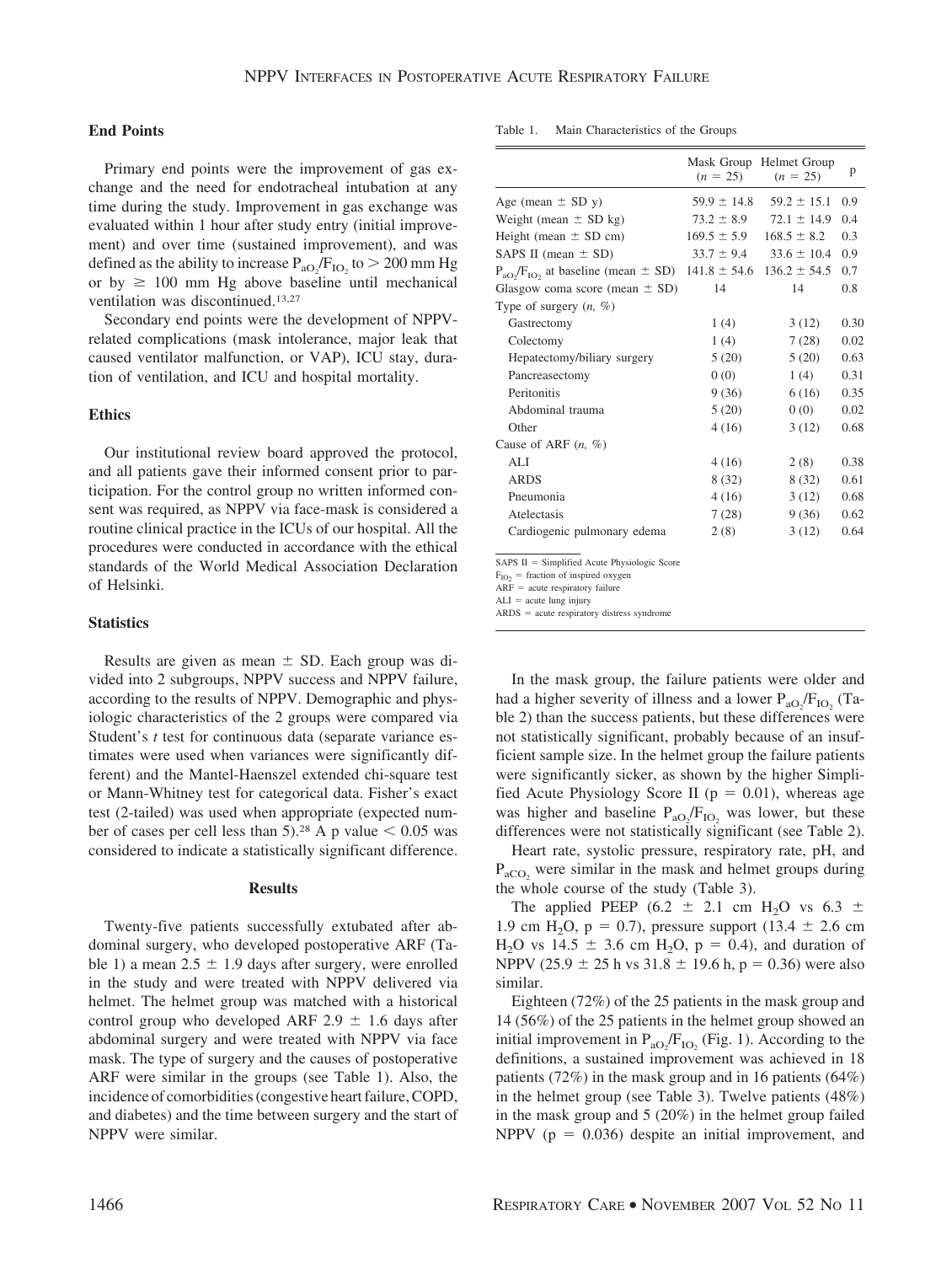### End Points

Primary end points were the improvement of gas exchange and the need for endotracheal intubation at any time during the study. Improvement in gas exchange was evaluated within 1 hour after study entry (initial improvement) and over time (sustained improvement), and was defined as the ability to increase $P_{aO_2}/F_{IO_2}$ to > 200 mm Hg or by ≥ 100 mm Hg above baseline until mechanical ventilation was discontinued.[13,27]

Secondary end points were the development of NPPV-related complications (mask intolerance, major leak that caused ventilator malfunction, or VAP), ICU stay, duration of ventilation, and ICU and hospital mortality.

### Ethics

Our institutional review board approved the protocol, and all patients gave their informed consent prior to participation. For the control group no written informed consent was required, as NPPV via face-mask is considered a routine clinical practice in the ICUs of our hospital. All the procedures were conducted in accordance with the ethical standards of the World Medical Association Declaration of Helsinki.

### Statistics

Results are given as mean ± SD. Each group was divided into 2 subgroups, NPPV success and NPPV failure, according to the results of NPPV. Demographic and physiologic characteristics of the 2 groups were compared via Student's *t* test for continuous data (separate variance estimates were used when variances were significantly different) and the Mantel-Haenszel extended chi-square test or Mann-Whitney test for categorical data. Fisher's exact test (2-tailed) was used when appropriate (expected number of cases per cell less than 5).[28] A p value < 0.05 was considered to indicate a statistically significant difference.

## Results

Twenty-five patients successfully extubated after abdominal surgery, who developed postoperative ARF (Table 1) a mean 2.5 ± 1.9 days after surgery, were enrolled in the study and were treated with NPPV delivered via helmet. The helmet group was matched with a historical control group who developed ARF 2.9 ± 1.6 days after abdominal surgery and were treated with NPPV via face mask. The type of surgery and the causes of postoperative ARF were similar in the groups (see Table 1). Also, the incidence of comorbidities (congestive heart failure, COPD, and diabetes) and the time between surgery and the start of NPPV were similar.

Table 1. Main Characteristics of the Groups

| | Mask Group (*n* = 25) | Helmet Group (*n* = 25) | p |
|---|---|---|---|
| Age (mean ± SD y) | 59.9 ± 14.8 | 59.2 ± 15.1 | 0.9 |
| Weight (mean ± SD kg) | 73.2 ± 8.9 | 72.1 ± 14.9 | 0.4 |
| Height (mean ± SD cm) | 169.5 ± 5.9 | 168.5 ± 8.2 | 0.3 |
| SAPS II (mean ± SD) | 33.7 ± 9.4 | 33.6 ± 10.4 | 0.9 |
| $P_{aO_2}/F_{IO_2}$ at baseline (mean ± SD) | 141.8 ± 54.6 | 136.2 ± 54.5 | 0.7 |
| Glasgow coma score (mean ± SD) | 14 | 14 | 0.8 |
| Type of surgery (*n*, %) | | | |
| Gastrectomy | 1 (4) | 3 (12) | 0.30 |
| Colectomy | 1 (4) | 7 (28) | 0.02 |
| Hepatectomy/biliary surgery | 5 (20) | 5 (20) | 0.63 |
| Pancreasectomy | 0 (0) | 1 (4) | 0.31 |
| Peritonitis | 9 (36) | 6 (16) | 0.35 |
| Abdominal trauma | 5 (20) | 0 (0) | 0.02 |
| Other | 4 (16) | 3 (12) | 0.68 |
| Cause of ARF (*n*, %) | | | |
| ALI | 4 (16) | 2 (8) | 0.38 |
| ARDS | 8 (32) | 8 (32) | 0.61 |
| Pneumonia | 4 (16) | 3 (12) | 0.68 |
| Atelectasis | 7 (28) | 9 (36) | 0.62 |
| Cardiogenic pulmonary edema | 2 (8) | 3 (12) | 0.64 |

SAPS II = Simplified Acute Physiologic Score
$F_{IO_2}$ = fraction of inspired oxygen
ARF = acute respiratory failure
ALI = acute lung injury
ARDS = acute respiratory distress syndrome

In the mask group, the failure patients were older and had a higher severity of illness and a lower $P_{aO_2}/F_{IO_2}$ (Table 2) than the success patients, but these differences were not statistically significant, probably because of an insufficient sample size. In the helmet group the failure patients were significantly sicker, as shown by the higher Simplified Acute Physiology Score II (p = 0.01), whereas age was higher and baseline $P_{aO_2}/F_{IO_2}$ was lower, but these differences were not statistically significant (see Table 2).

Heart rate, systolic pressure, respiratory rate, pH, and $P_{aCO_2}$ were similar in the mask and helmet groups during the whole course of the study (Table 3).

The applied PEEP (6.2 ± 2.1 cm $H_2O$ vs 6.3 ± 1.9 cm $H_2O$, p = 0.7), pressure support (13.4 ± 2.6 cm $H_2O$ vs 14.5 ± 3.6 cm $H_2O$, p = 0.4), and duration of NPPV (25.9 ± 25 h vs 31.8 ± 19.6 h, p = 0.36) were also similar.

Eighteen (72%) of the 25 patients in the mask group and 14 (56%) of the 25 patients in the helmet group showed an initial improvement in $P_{aO_2}/F_{IO_2}$ (Fig. 1). According to the definitions, a sustained improvement was achieved in 18 patients (72%) in the mask group and in 16 patients (64%) in the helmet group (see Table 3). Twelve patients (48%) in the mask group and 5 (20%) in the helmet group failed NPPV (p = 0.036) despite an initial improvement, and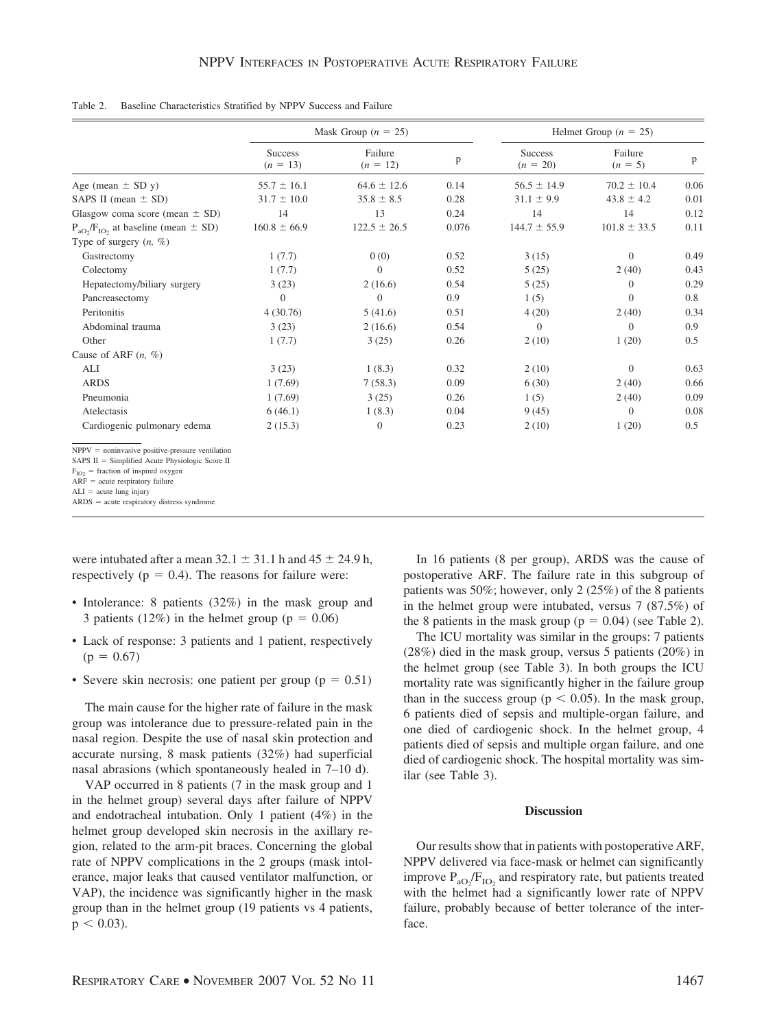Table 2. Baseline Characteristics Stratified by NPPV Success and Failure

| | Mask Group ($n = 25$) | | | Helmet Group ($n = 25$) | | |
|---|---|---|---|---|---|---|
| | Success ($n = 13$) | Failure ($n = 12$) | p | Success ($n = 20$) | Failure ($n = 5$) | p |
| Age (mean ± SD y) | 55.7 ± 16.1 | 64.6 ± 12.6 | 0.14 | 56.5 ± 14.9 | 70.2 ± 10.4 | 0.06 |
| SAPS II (mean ± SD) | 31.7 ± 10.0 | 35.8 ± 8.5 | 0.28 | 31.1 ± 9.9 | 43.8 ± 4.2 | 0.01 |
| Glasgow coma score (mean ± SD) | 14 | 13 | 0.24 | 14 | 14 | 0.12 |
| $P_{aO_2}/F_{IO_2}$ at baseline (mean ± SD) | 160.8 ± 66.9 | 122.5 ± 26.5 | 0.076 | 144.7 ± 55.9 | 101.8 ± 33.5 | 0.11 |
| Type of surgery (*n*, %) | | | | | | |
| Gastrectomy | 1 (7.7) | 0 (0) | 0.52 | 3 (15) | 0 | 0.49 |
| Colectomy | 1 (7.7) | 0 | 0.52 | 5 (25) | 2 (40) | 0.43 |
| Hepatectomy/biliary surgery | 3 (23) | 2 (16.6) | 0.54 | 5 (25) | 0 | 0.29 |
| Pancreasectomy | 0 | 0 | 0.9 | 1 (5) | 0 | 0.8 |
| Peritonitis | 4 (30.76) | 5 (41.6) | 0.51 | 4 (20) | 2 (40) | 0.34 |
| Abdominal trauma | 3 (23) | 2 (16.6) | 0.54 | 0 | 0 | 0.9 |
| Other | 1 (7.7) | 3 (25) | 0.26 | 2 (10) | 1 (20) | 0.5 |
| Cause of ARF (*n*, %) | | | | | | |
| ALI | 3 (23) | 1 (8.3) | 0.32 | 2 (10) | 0 | 0.63 |
| ARDS | 1 (7.69) | 7 (58.3) | 0.09 | 6 (30) | 2 (40) | 0.66 |
| Pneumonia | 1 (7.69) | 3 (25) | 0.26 | 1 (5) | 2 (40) | 0.09 |
| Atelectasis | 6 (46.1) | 1 (8.3) | 0.04 | 9 (45) | 0 | 0.08 |
| Cardiogenic pulmonary edema | 2 (15.3) | 0 | 0.23 | 2 (10) | 1 (20) | 0.5 |

NPPV = noninvasive positive-pressure ventilation
SAPS II = Simplified Acute Physiologic Score II
$F_{IO_2}$ = fraction of inspired oxygen
ARF = acute respiratory failure
ALI = acute lung injury
ARDS = acute respiratory distress syndrome

were intubated after a mean 32.1 ± 31.1 h and 45 ± 24.9 h, respectively ($p = 0.4$). The reasons for failure were:

- Intolerance: 8 patients (32%) in the mask group and 3 patients (12%) in the helmet group ($p = 0.06$)
- Lack of response: 3 patients and 1 patient, respectively ($p = 0.67$)
- Severe skin necrosis: one patient per group ($p = 0.51$)

The main cause for the higher rate of failure in the mask group was intolerance due to pressure-related pain in the nasal region. Despite the use of nasal skin protection and accurate nursing, 8 mask patients (32%) had superficial nasal abrasions (which spontaneously healed in 7–10 d).

VAP occurred in 8 patients (7 in the mask group and 1 in the helmet group) several days after failure of NPPV and endotracheal intubation. Only 1 patient (4%) in the helmet group developed skin necrosis in the axillary region, related to the arm-pit braces. Concerning the global rate of NPPV complications in the 2 groups (mask intolerance, major leaks that caused ventilator malfunction, or VAP), the incidence was significantly higher in the mask group than in the helmet group (19 patients vs 4 patients, $p < 0.03$).

In 16 patients (8 per group), ARDS was the cause of postoperative ARF. The failure rate in this subgroup of patients was 50%; however, only 2 (25%) of the 8 patients in the helmet group were intubated, versus 7 (87.5%) of the 8 patients in the mask group ($p = 0.04$) (see Table 2).

The ICU mortality was similar in the groups: 7 patients (28%) died in the mask group, versus 5 patients (20%) in the helmet group (see Table 3). In both groups the ICU mortality rate was significantly higher in the failure group than in the success group ($p < 0.05$). In the mask group, 6 patients died of sepsis and multiple-organ failure, and one died of cardiogenic shock. In the helmet group, 4 patients died of sepsis and multiple organ failure, and one died of cardiogenic shock. The hospital mortality was similar (see Table 3).

## Discussion

Our results show that in patients with postoperative ARF, NPPV delivered via face-mask or helmet can significantly improve $P_{aO_2}/F_{IO_2}$ and respiratory rate, but patients treated with the helmet had a significantly lower rate of NPPV failure, probably because of better tolerance of the interface.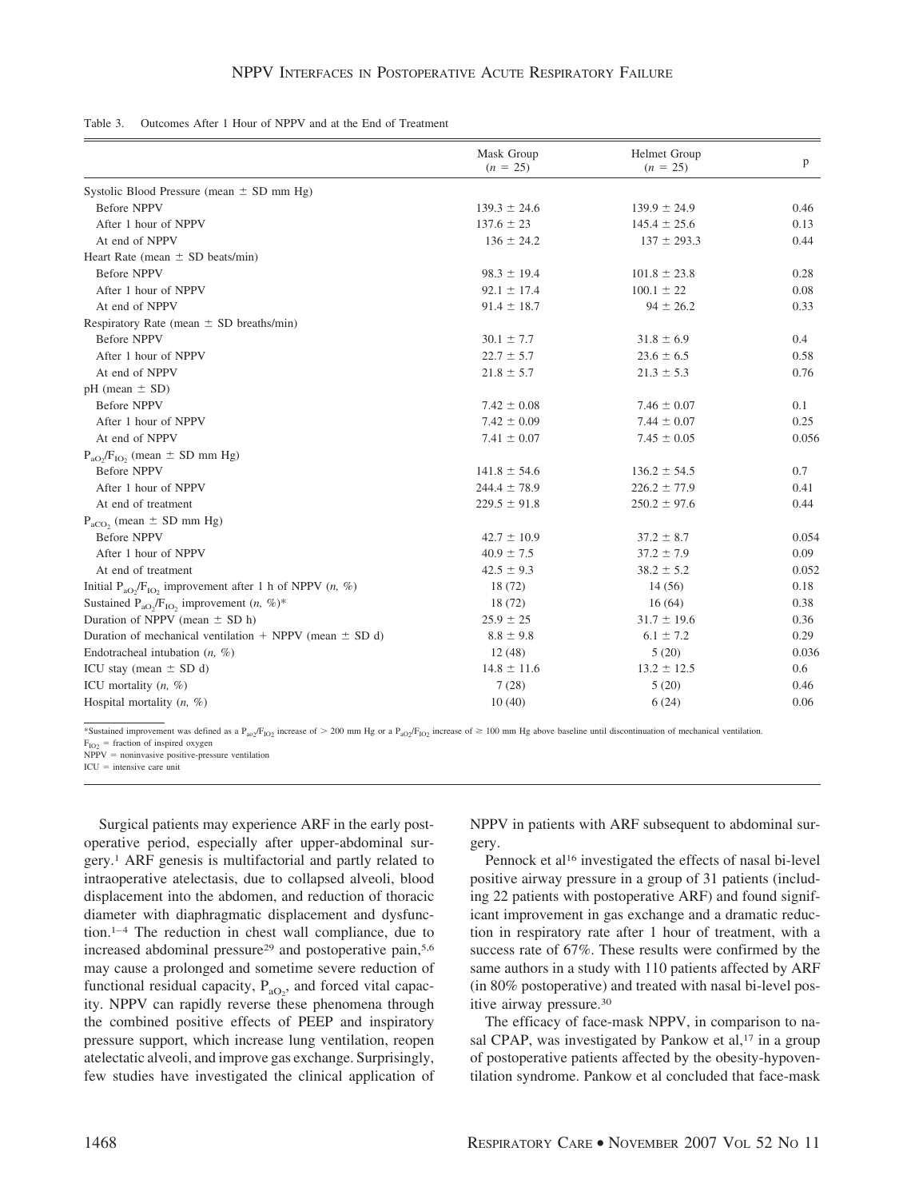Table 3. Outcomes After 1 Hour of NPPV and at the End of Treatment

| | Mask Group ($n$ = 25) | Helmet Group ($n$ = 25) | p |
|---|---|---|---|
| Systolic Blood Pressure (mean ± SD mm Hg) | | | |
| Before NPPV | 139.3 ± 24.6 | 139.9 ± 24.9 | 0.46 |
| After 1 hour of NPPV | 137.6 ± 23 | 145.4 ± 25.6 | 0.13 |
| At end of NPPV | 136 ± 24.2 | 137 ± 293.3 | 0.44 |
| Heart Rate (mean ± SD beats/min) | | | |
| Before NPPV | 98.3 ± 19.4 | 101.8 ± 23.8 | 0.28 |
| After 1 hour of NPPV | 92.1 ± 17.4 | 100.1 ± 22 | 0.08 |
| At end of NPPV | 91.4 ± 18.7 | 94 ± 26.2 | 0.33 |
| Respiratory Rate (mean ± SD breaths/min) | | | |
| Before NPPV | 30.1 ± 7.7 | 31.8 ± 6.9 | 0.4 |
| After 1 hour of NPPV | 22.7 ± 5.7 | 23.6 ± 6.5 | 0.58 |
| At end of NPPV | 21.8 ± 5.7 | 21.3 ± 5.3 | 0.76 |
| pH (mean ± SD) | | | |
| Before NPPV | 7.42 ± 0.08 | 7.46 ± 0.07 | 0.1 |
| After 1 hour of NPPV | 7.42 ± 0.09 | 7.44 ± 0.07 | 0.25 |
| At end of NPPV | 7.41 ± 0.07 | 7.45 ± 0.05 | 0.056 |
| $P_{aO_2}/F_{IO_2}$ (mean ± SD mm Hg) | | | |
| Before NPPV | 141.8 ± 54.6 | 136.2 ± 54.5 | 0.7 |
| After 1 hour of NPPV | 244.4 ± 78.9 | 226.2 ± 77.9 | 0.41 |
| At end of treatment | 229.5 ± 91.8 | 250.2 ± 97.6 | 0.44 |
| $P_{aCO_2}$ (mean ± SD mm Hg) | | | |
| Before NPPV | 42.7 ± 10.9 | 37.2 ± 8.7 | 0.054 |
| After 1 hour of NPPV | 40.9 ± 7.5 | 37.2 ± 7.9 | 0.09 |
| At end of treatment | 42.5 ± 9.3 | 38.2 ± 5.2 | 0.052 |
| Initial $P_{aO_2}/F_{IO_2}$ improvement after 1 h of NPPV ($n$, %) | 18 (72) | 14 (56) | 0.18 |
| Sustained $P_{aO_2}/F_{IO_2}$ improvement ($n$, %)* | 18 (72) | 16 (64) | 0.38 |
| Duration of NPPV (mean ± SD h) | 25.9 ± 25 | 31.7 ± 19.6 | 0.36 |
| Duration of mechanical ventilation + NPPV (mean ± SD d) | 8.8 ± 9.8 | 6.1 ± 7.2 | 0.29 |
| Endotracheal intubation ($n$, %) | 12 (48) | 5 (20) | 0.036 |
| ICU stay (mean ± SD d) | 14.8 ± 11.6 | 13.2 ± 12.5 | 0.6 |
| ICU mortality ($n$, %) | 7 (28) | 5 (20) | 0.46 |
| Hospital mortality ($n$, %) | 10 (40) | 6 (24) | 0.06 |

*Sustained improvement was defined as a $P_{aO_2}/F_{IO_2}$ increase of > 200 mm Hg or a $P_{aO_2}/F_{IO_2}$ increase of ≥ 100 mm Hg above baseline until discontinuation of mechanical ventilation.
$F_{IO_2}$ = fraction of inspired oxygen
NPPV = noninvasive positive-pressure ventilation
ICU = intensive care unit

Surgical patients may experience ARF in the early postoperative period, especially after upper-abdominal surgery.[1] ARF genesis is multifactorial and partly related to intraoperative atelectasis, due to collapsed alveoli, blood displacement into the abdomen, and reduction of thoracic diameter with diaphragmatic displacement and dysfunction.[1–4] The reduction in chest wall compliance, due to increased abdominal pressure[29] and postoperative pain,[5,6] may cause a prolonged and sometime severe reduction of functional residual capacity, $P_{aO_2}$, and forced vital capacity. NPPV can rapidly reverse these phenomena through the combined positive effects of PEEP and inspiratory pressure support, which increase lung ventilation, reopen atelectatic alveoli, and improve gas exchange. Surprisingly, few studies have investigated the clinical application of NPPV in patients with ARF subsequent to abdominal surgery.

Pennock et al[16] investigated the effects of nasal bi-level positive airway pressure in a group of 31 patients (including 22 patients with postoperative ARF) and found significant improvement in gas exchange and a dramatic reduction in respiratory rate after 1 hour of treatment, with a success rate of 67%. These results were confirmed by the same authors in a study with 110 patients affected by ARF (in 80% postoperative) and treated with nasal bi-level positive airway pressure.[30]

The efficacy of face-mask NPPV, in comparison to nasal CPAP, was investigated by Pankow et al,[17] in a group of postoperative patients affected by the obesity-hypoventilation syndrome. Pankow et al concluded that face-mask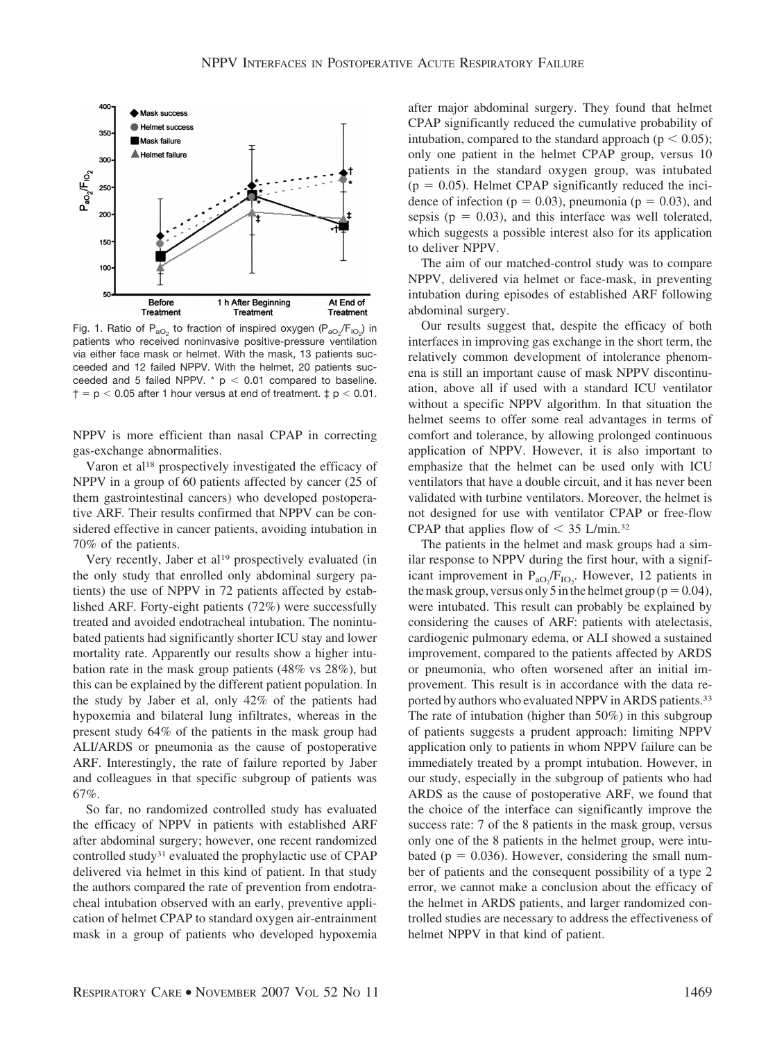Fig. 1. Ratio of $P_{aO_2}$ to fraction of inspired oxygen ($P_{aO_2}/F_{IO_2}$) in patients who received noninvasive positive-pressure ventilation via either face mask or helmet. With the mask, 13 patients succeeded and 12 failed NPPV. With the helmet, 20 patients succeeded and 5 failed NPPV. * $p < 0.01$ compared to baseline. † = $p < 0.05$ after 1 hour versus at end of treatment. ‡ $p < 0.01$.

NPPV is more efficient than nasal CPAP in correcting gas-exchange abnormalities.

Varon et al[18] prospectively investigated the efficacy of NPPV in a group of 60 patients affected by cancer (25 of them gastrointestinal cancers) who developed postoperative ARF. Their results confirmed that NPPV can be considered effective in cancer patients, avoiding intubation in 70% of the patients.

Very recently, Jaber et al[19] prospectively evaluated (in the only study that enrolled only abdominal surgery patients) the use of NPPV in 72 patients affected by established ARF. Forty-eight patients (72%) were successfully treated and avoided endotracheal intubation. The nonintubated patients had significantly shorter ICU stay and lower mortality rate. Apparently our results show a higher intubation rate in the mask group patients (48% vs 28%), but this can be explained by the different patient population. In the study by Jaber et al, only 42% of the patients had hypoxemia and bilateral lung infiltrates, whereas in the present study 64% of the patients in the mask group had ALI/ARDS or pneumonia as the cause of postoperative ARF. Interestingly, the rate of failure reported by Jaber and colleagues in that specific subgroup of patients was 67%.

So far, no randomized controlled study has evaluated the efficacy of NPPV in patients with established ARF after abdominal surgery; however, one recent randomized controlled study[31] evaluated the prophylactic use of CPAP delivered via helmet in this kind of patient. In that study the authors compared the rate of prevention from endotracheal intubation observed with an early, preventive application of helmet CPAP to standard oxygen air-entrainment mask in a group of patients who developed hypoxemia after major abdominal surgery. They found that helmet CPAP significantly reduced the cumulative probability of intubation, compared to the standard approach ($p < 0.05$); only one patient in the helmet CPAP group, versus 10 patients in the standard oxygen group, was intubated ($p = 0.05$). Helmet CPAP significantly reduced the incidence of infection ($p = 0.03$), pneumonia ($p = 0.03$), and sepsis ($p = 0.03$), and this interface was well tolerated, which suggests a possible interest also for its application to deliver NPPV.

The aim of our matched-control study was to compare NPPV, delivered via helmet or face-mask, in preventing intubation during episodes of established ARF following abdominal surgery.

Our results suggest that, despite the efficacy of both interfaces in improving gas exchange in the short term, the relatively common development of intolerance phenomena is still an important cause of mask NPPV discontinuation, above all if used with a standard ICU ventilator without a specific NPPV algorithm. In that situation the helmet seems to offer some real advantages in terms of comfort and tolerance, by allowing prolonged continuous application of NPPV. However, it is also important to emphasize that the helmet can be used only with ICU ventilators that have a double circuit, and it has never been validated with turbine ventilators. Moreover, the helmet is not designed for use with ventilator CPAP or free-flow CPAP that applies flow of < 35 L/min.[32]

The patients in the helmet and mask groups had a similar response to NPPV during the first hour, with a significant improvement in $P_{aO_2}/F_{IO_2}$. However, 12 patients in the mask group, versus only 5 in the helmet group ($p = 0.04$), were intubated. This result can probably be explained by considering the causes of ARF: patients with atelectasis, cardiogenic pulmonary edema, or ALI showed a sustained improvement, compared to the patients affected by ARDS or pneumonia, who often worsened after an initial improvement. This result is in accordance with the data reported by authors who evaluated NPPV in ARDS patients.[33] The rate of intubation (higher than 50%) in this subgroup of patients suggests a prudent approach: limiting NPPV application only to patients in whom NPPV failure can be immediately treated by a prompt intubation. However, in our study, especially in the subgroup of patients who had ARDS as the cause of postoperative ARF, we found that the choice of the interface can significantly improve the success rate: 7 of the 8 patients in the mask group, versus only one of the 8 patients in the helmet group, were intubated ($p = 0.036$). However, considering the small number of patients and the consequent possibility of a type 2 error, we cannot make a conclusion about the efficacy of the helmet in ARDS patients, and larger randomized controlled studies are necessary to address the effectiveness of helmet NPPV in that kind of patient.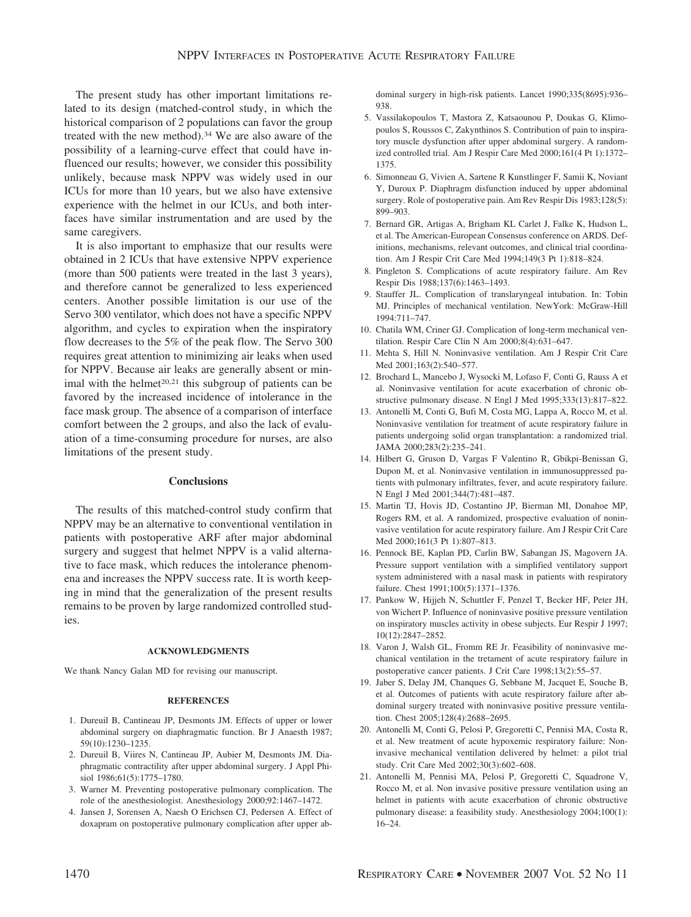The present study has other important limitations related to its design (matched-control study, in which the historical comparison of 2 populations can favor the group treated with the new method).[34] We are also aware of the possibility of a learning-curve effect that could have influenced our results; however, we consider this possibility unlikely, because mask NPPV was widely used in our ICUs for more than 10 years, but we also have extensive experience with the helmet in our ICUs, and both interfaces have similar instrumentation and are used by the same caregivers.

It is also important to emphasize that our results were obtained in 2 ICUs that have extensive NPPV experience (more than 500 patients were treated in the last 3 years), and therefore cannot be generalized to less experienced centers. Another possible limitation is our use of the Servo 300 ventilator, which does not have a specific NPPV algorithm, and cycles to expiration when the inspiratory flow decreases to the 5% of the peak flow. The Servo 300 requires great attention to minimizing air leaks when used for NPPV. Because air leaks are generally absent or minimal with the helmet[20,21] this subgroup of patients can be favored by the increased incidence of intolerance in the face mask group. The absence of a comparison of interface comfort between the 2 groups, and also the lack of evaluation of a time-consuming procedure for nurses, are also limitations of the present study.

## Conclusions

The results of this matched-control study confirm that NPPV may be an alternative to conventional ventilation in patients with postoperative ARF after major abdominal surgery and suggest that helmet NPPV is a valid alternative to face mask, which reduces the intolerance phenomena and increases the NPPV success rate. It is worth keeping in mind that the generalization of the present results remains to be proven by large randomized controlled studies.

### ACKNOWLEDGMENTS

We thank Nancy Galan MD for revising our manuscript.

### REFERENCES

1. Dureuil B, Cantineau JP, Desmonts JM. Effects of upper or lower abdominal surgery on diaphragmatic function. Br J Anaesth 1987; 59(10):1230–1235.
2. Dureuil B, Viires N, Cantineau JP, Aubier M, Desmonts JM. Diaphragmatic contractility after upper abdominal surgery. J Appl Phisiol 1986;61(5):1775–1780.
3. Warner M. Preventing postoperative pulmonary complication. The role of the anesthesiologist. Anesthesiology 2000;92:1467–1472.
4. Jansen J, Sorensen A, Naesh O Erichsen CJ, Pedersen A. Effect of doxapram on postoperative pulmonary complication after upper abdominal surgery in high-risk patients. Lancet 1990;335(8695):936–938.
5. Vassilakopoulos T, Mastora Z, Katsaounou P, Doukas G, Klimopoulos S, Roussos C, Zakynthinos S. Contribution of pain to inspiratory muscle dysfunction after upper abdominal surgery. A randomized controlled trial. Am J Respir Care Med 2000;161(4 Pt 1):1372–1375.
6. Simonneau G, Vivien A, Sartene R Kunstlinger F, Samii K, Noviant Y, Duroux P. Diaphragm disfunction induced by upper abdominal surgery. Role of postoperative pain. Am Rev Respir Dis 1983;128(5): 899–903.
7. Bernard GR, Artigas A, Brigham KL Carlet J, Falke K, Hudson L, et al. The American-European Consensus conference on ARDS. Definitions, mechanisms, relevant outcomes, and clinical trial coordination. Am J Respir Crit Care Med 1994;149(3 Pt 1):818–824.
8. Pingleton S. Complications of acute respiratory failure. Am Rev Respir Dis 1988;137(6):1463–1493.
9. Stauffer JL. Complication of translaryngeal intubation. In: Tobin MJ. Principles of mechanical ventilation. NewYork: McGraw-Hill 1994:711–747.
10. Chatila WM, Criner GJ. Complication of long-term mechanical ventilation. Respir Care Clin N Am 2000;8(4):631–647.
11. Mehta S, Hill N. Noninvasive ventilation. Am J Respir Crit Care Med 2001;163(2):540–577.
12. Brochard L, Mancebo J, Wysocki M, Lofaso F, Conti G, Rauss A et al. Noninvasive ventilation for acute exacerbation of chronic obstructive pulmonary disease. N Engl J Med 1995;333(13):817–822.
13. Antonelli M, Conti G, Bufi M, Costa MG, Lappa A, Rocco M, et al. Noninvasive ventilation for treatment of acute respiratory failure in patients undergoing solid organ transplantation: a randomized trial. JAMA 2000;283(2):235–241.
14. Hilbert G, Gruson D, Vargas F Valentino R, Gbikpi-Benissan G, Dupon M, et al. Noninvasive ventilation in immunosuppressed patients with pulmonary infiltrates, fever, and acute respiratory failure. N Engl J Med 2001;344(7):481–487.
15. Martin TJ, Hovis JD, Costantino JP, Bierman MI, Donahoe MP, Rogers RM, et al. A randomized, prospective evaluation of noninvasive ventilation for acute respiratory failure. Am J Respir Crit Care Med 2000;161(3 Pt 1):807–813.
16. Pennock BE, Kaplan PD, Carlin BW, Sabangan JS, Magovern JA. Pressure support ventilation with a simplified ventilatory support system administered with a nasal mask in patients with respiratory failure. Chest 1991;100(5):1371–1376.
17. Pankow W, Hijjeh N, Schuttler F, Penzel T, Becker HF, Peter JH, von Wichert P. Influence of noninvasive positive pressure ventilation on inspiratory muscles activity in obese subjects. Eur Respir J 1997; 10(12):2847–2852.
18. Varon J, Walsh GL, Fromm RE Jr. Feasibility of noninvasive mechanical ventilation in the tretament of acute respiratory failure in postoperative cancer patients. J Crit Care 1998;13(2):55–57.
19. Jaber S, Delay JM, Chanques G, Sebbane M, Jacquet E, Souche B, et al. Outcomes of patients with acute respiratory failure after abdominal surgery treated with noninvasive positive pressure ventilation. Chest 2005;128(4):2688–2695.
20. Antonelli M, Conti G, Pelosi P, Gregoretti C, Pennisi MA, Costa R, et al. New treatment of acute hypoxemic respiratory failure: Noninvasive mechanical ventilation delivered by helmet: a pilot trial study. Crit Care Med 2002;30(3):602–608.
21. Antonelli M, Pennisi MA, Pelosi P, Gregoretti C, Squadrone V, Rocco M, et al. Non invasive positive pressure ventilation using an helmet in patients with acute exacerbation of chronic obstructive pulmonary disease: a feasibility study. Anesthesiology 2004;100(1): 16–24.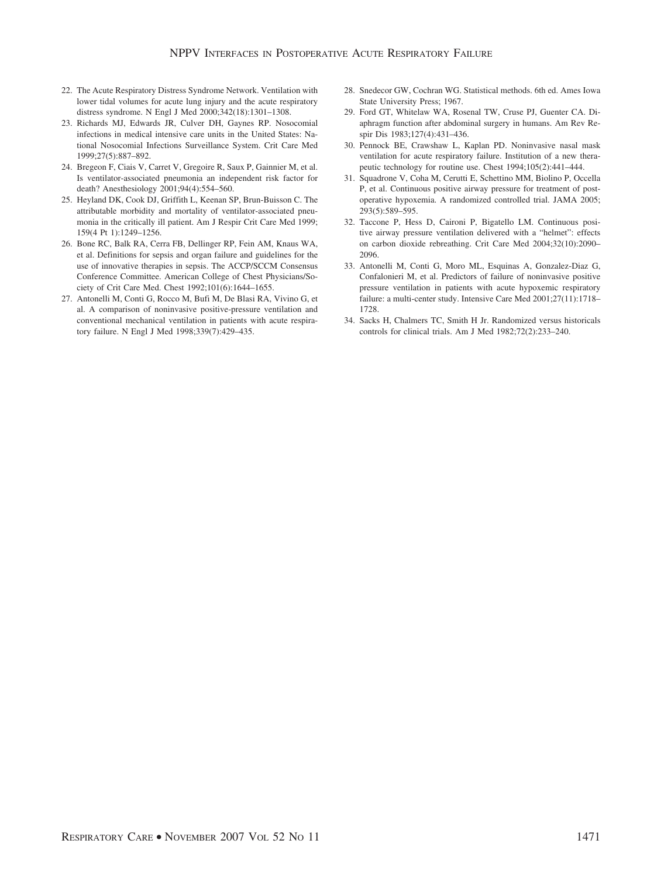22. The Acute Respiratory Distress Syndrome Network. Ventilation with lower tidal volumes for acute lung injury and the acute respiratory distress syndrome. N Engl J Med 2000;342(18):1301–1308.
23. Richards MJ, Edwards JR, Culver DH, Gaynes RP. Nosocomial infections in medical intensive care units in the United States: National Nosocomial Infections Surveillance System. Crit Care Med 1999;27(5):887–892.
24. Bregeon F, Ciais V, Carret V, Gregoire R, Saux P, Gainnier M, et al. Is ventilator-associated pneumonia an independent risk factor for death? Anesthesiology 2001;94(4):554–560.
25. Heyland DK, Cook DJ, Griffith L, Keenan SP, Brun-Buisson C. The attributable morbidity and mortality of ventilator-associated pneumonia in the critically ill patient. Am J Respir Crit Care Med 1999; 159(4 Pt 1):1249–1256.
26. Bone RC, Balk RA, Cerra FB, Dellinger RP, Fein AM, Knaus WA, et al. Definitions for sepsis and organ failure and guidelines for the use of innovative therapies in sepsis. The ACCP/SCCM Consensus Conference Committee. American College of Chest Physicians/Society of Crit Care Med. Chest 1992;101(6):1644–1655.
27. Antonelli M, Conti G, Rocco M, Bufi M, De Blasi RA, Vivino G, et al. A comparison of noninvasive positive-pressure ventilation and conventional mechanical ventilation in patients with acute respiratory failure. N Engl J Med 1998;339(7):429–435.
28. Snedecor GW, Cochran WG. Statistical methods. 6th ed. Ames Iowa State University Press; 1967.
29. Ford GT, Whitelaw WA, Rosenal TW, Cruse PJ, Guenter CA. Diaphragm function after abdominal surgery in humans. Am Rev Respir Dis 1983;127(4):431–436.
30. Pennock BE, Crawshaw L, Kaplan PD. Noninvasive nasal mask ventilation for acute respiratory failure. Institution of a new therapeutic technology for routine use. Chest 1994;105(2):441–444.
31. Squadrone V, Coha M, Cerutti E, Schettino MM, Biolino P, Occella P, et al. Continuous positive airway pressure for treatment of postoperative hypoxemia. A randomized controlled trial. JAMA 2005; 293(5):589–595.
32. Taccone P, Hess D, Caironi P, Bigatello LM. Continuous positive airway pressure ventilation delivered with a "helmet": effects on carbon dioxide rebreathing. Crit Care Med 2004;32(10):2090–2096.
33. Antonelli M, Conti G, Moro ML, Esquinas A, Gonzalez-Diaz G, Confalonieri M, et al. Predictors of failure of noninvasive positive pressure ventilation in patients with acute hypoxemic respiratory failure: a multi-center study. Intensive Care Med 2001;27(11):1718–1728.
34. Sacks H, Chalmers TC, Smith H Jr. Randomized versus historicals controls for clinical trials. Am J Med 1982;72(2):233–240.